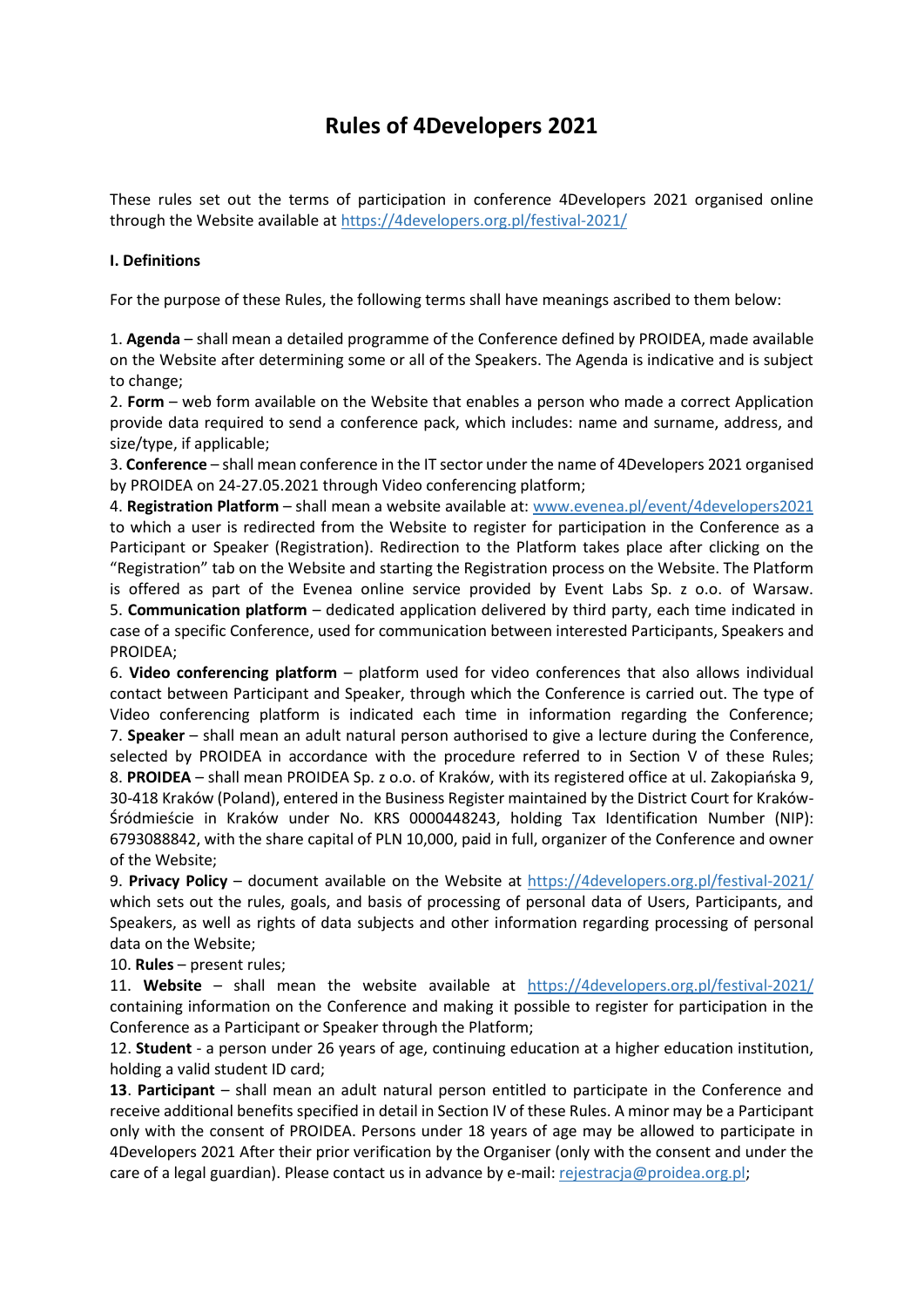# Rules of 4Developers 2021

These rules set out the terms of participation in conference 4Developers 2021 organised online through the Website available at https://4developers.org.pl/festival-2021/

**I. Definitions**

For the purpose of these Rules, the following terms shall have meanings ascribed to them below:

1. **Agenda** – shall mean a detailed programme of the Conference defined by PROIDEA, made available on the Website after determining some or all of the Speakers. The Agenda is indicative and is subject to change;
2. **Form** – web form available on the Website that enables a person who made a correct Application provide data required to send a conference pack, which includes: name and surname, address, and size/type, if applicable;
3. **Conference** – shall mean conference in the IT sector under the name of 4Developers 2021 organised by PROIDEA on 24-27.05.2021 through Video conferencing platform;
4. **Registration Platform** – shall mean a website available at: www.evenea.pl/event/4developers2021 to which a user is redirected from the Website to register for participation in the Conference as a Participant or Speaker (Registration). Redirection to the Platform takes place after clicking on the "Registration" tab on the Website and starting the Registration process on the Website. The Platform is offered as part of the Evenea online service provided by Event Labs Sp. z o.o. of Warsaw.
5. **Communication platform** – dedicated application delivered by third party, each time indicated in case of a specific Conference, used for communication between interested Participants, Speakers and PROIDEA;
6. **Video conferencing platform** – platform used for video conferences that also allows individual contact between Participant and Speaker, through which the Conference is carried out. The type of Video conferencing platform is indicated each time in information regarding the Conference;
7. **Speaker** – shall mean an adult natural person authorised to give a lecture during the Conference, selected by PROIDEA in accordance with the procedure referred to in Section V of these Rules;
8. **PROIDEA** – shall mean PROIDEA Sp. z o.o. of Kraków, with its registered office at ul. Zakopiańska 9, 30-418 Kraków (Poland), entered in the Business Register maintained by the District Court for Kraków-Śródmieście in Kraków under No. KRS 0000448243, holding Tax Identification Number (NIP): 6793088842, with the share capital of PLN 10,000, paid in full, organizer of the Conference and owner of the Website;
9. **Privacy Policy** – document available on the Website at https://4developers.org.pl/festival-2021/ which sets out the rules, goals, and basis of processing of personal data of Users, Participants, and Speakers, as well as rights of data subjects and other information regarding processing of personal data on the Website;
10. **Rules** – present rules;
11. **Website** – shall mean the website available at https://4developers.org.pl/festival-2021/ containing information on the Conference and making it possible to register for participation in the Conference as a Participant or Speaker through the Platform;
12. **Student** - a person under 26 years of age, continuing education at a higher education institution, holding a valid student ID card;
13. **Participant** – shall mean an adult natural person entitled to participate in the Conference and receive additional benefits specified in detail in Section IV of these Rules. A minor may be a Participant only with the consent of PROIDEA. Persons under 18 years of age may be allowed to participate in 4Developers 2021 After their prior verification by the Organiser (only with the consent and under the care of a legal guardian). Please contact us in advance by e-mail: rejestracja@proidea.org.pl;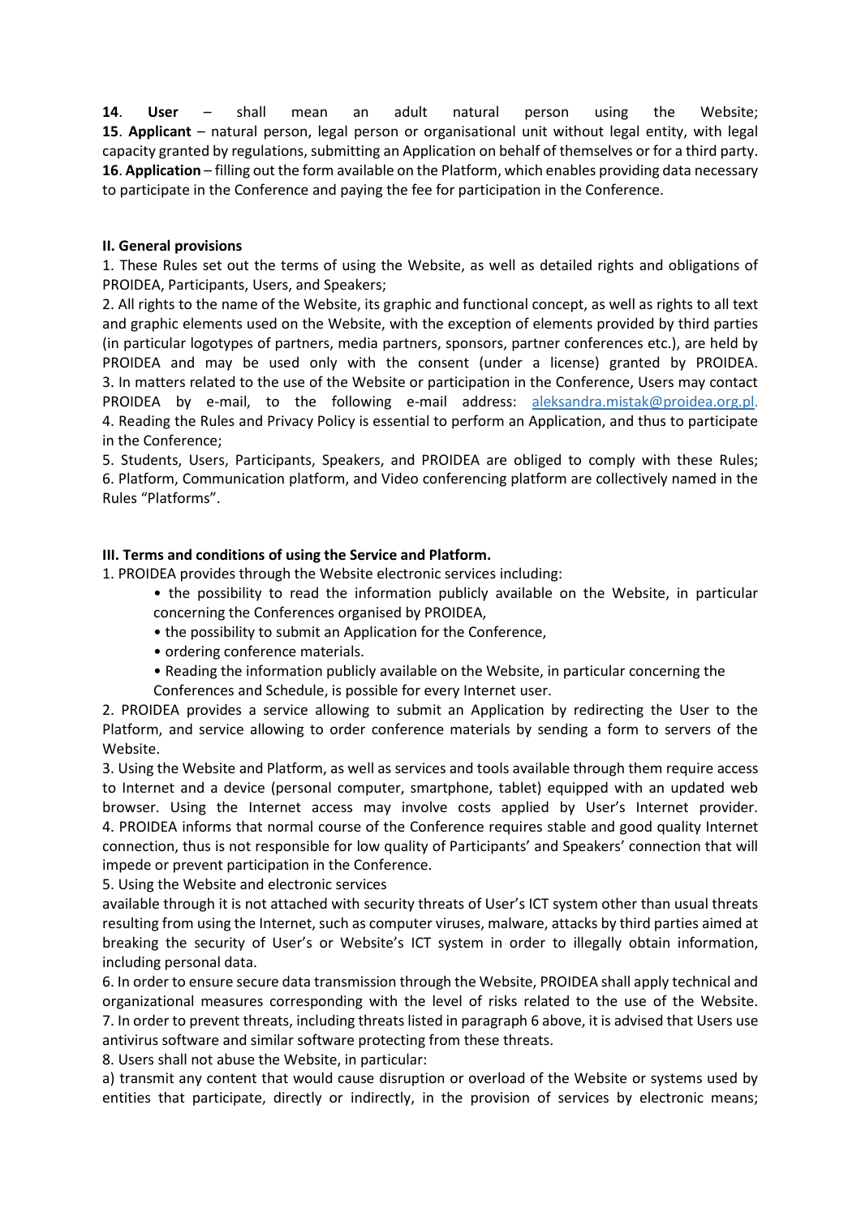**14**. **User** – shall mean an adult natural person using the Website;
**15**. **Applicant** – natural person, legal person or organisational unit without legal entity, with legal capacity granted by regulations, submitting an Application on behalf of themselves or for a third party.
**16**. **Application** – filling out the form available on the Platform, which enables providing data necessary to participate in the Conference and paying the fee for participation in the Conference.

**II. General provisions**

1. These Rules set out the terms of using the Website, as well as detailed rights and obligations of PROIDEA, Participants, Users, and Speakers;
2. All rights to the name of the Website, its graphic and functional concept, as well as rights to all text and graphic elements used on the Website, with the exception of elements provided by third parties (in particular logotypes of partners, media partners, sponsors, partner conferences etc.), are held by PROIDEA and may be used only with the consent (under a license) granted by PROIDEA.
3. In matters related to the use of the Website or participation in the Conference, Users may contact PROIDEA by e-mail, to the following e-mail address: aleksandra.mistak@proidea.org.pl.
4. Reading the Rules and Privacy Policy is essential to perform an Application, and thus to participate in the Conference;
5. Students, Users, Participants, Speakers, and PROIDEA are obliged to comply with these Rules;
6. Platform, Communication platform, and Video conferencing platform are collectively named in the Rules "Platforms".

**III. Terms and conditions of using the Service and Platform.**

1. PROIDEA provides through the Website electronic services including:
   - the possibility to read the information publicly available on the Website, in particular concerning the Conferences organised by PROIDEA,
   - the possibility to submit an Application for the Conference,
   - ordering conference materials.
   - Reading the information publicly available on the Website, in particular concerning the Conferences and Schedule, is possible for every Internet user.
2. PROIDEA provides a service allowing to submit an Application by redirecting the User to the Platform, and service allowing to order conference materials by sending a form to servers of the Website.
3. Using the Website and Platform, as well as services and tools available through them require access to Internet and a device (personal computer, smartphone, tablet) equipped with an updated web browser. Using the Internet access may involve costs applied by User's Internet provider.
4. PROIDEA informs that normal course of the Conference requires stable and good quality Internet connection, thus is not responsible for low quality of Participants' and Speakers' connection that will impede or prevent participation in the Conference.
5. Using the Website and electronic services available through it is not attached with security threats of User's ICT system other than usual threats resulting from using the Internet, such as computer viruses, malware, attacks by third parties aimed at breaking the security of User's or Website's ICT system in order to illegally obtain information, including personal data.
6. In order to ensure secure data transmission through the Website, PROIDEA shall apply technical and organizational measures corresponding with the level of risks related to the use of the Website.
7. In order to prevent threats, including threats listed in paragraph 6 above, it is advised that Users use antivirus software and similar software protecting from these threats.
8. Users shall not abuse the Website, in particular:

a) transmit any content that would cause disruption or overload of the Website or systems used by entities that participate, directly or indirectly, in the provision of services by electronic means;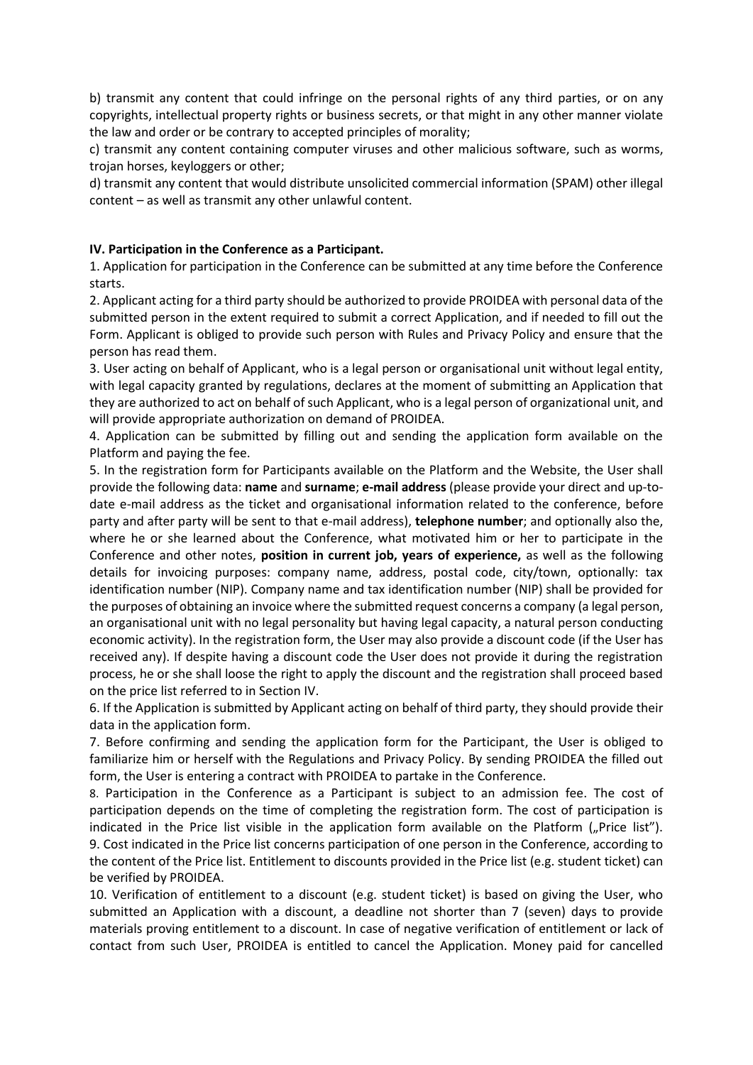b) transmit any content that could infringe on the personal rights of any third parties, or on any copyrights, intellectual property rights or business secrets, or that might in any other manner violate the law and order or be contrary to accepted principles of morality;

c) transmit any content containing computer viruses and other malicious software, such as worms, trojan horses, keyloggers or other;

d) transmit any content that would distribute unsolicited commercial information (SPAM) other illegal content – as well as transmit any other unlawful content.

**IV. Participation in the Conference as a Participant.**

1. Application for participation in the Conference can be submitted at any time before the Conference starts.
2. Applicant acting for a third party should be authorized to provide PROIDEA with personal data of the submitted person in the extent required to submit a correct Application, and if needed to fill out the Form. Applicant is obliged to provide such person with Rules and Privacy Policy and ensure that the person has read them.
3. User acting on behalf of Applicant, who is a legal person or organisational unit without legal entity, with legal capacity granted by regulations, declares at the moment of submitting an Application that they are authorized to act on behalf of such Applicant, who is a legal person of organizational unit, and will provide appropriate authorization on demand of PROIDEA.
4. Application can be submitted by filling out and sending the application form available on the Platform and paying the fee.
5. In the registration form for Participants available on the Platform and the Website, the User shall provide the following data: **name** and **surname**; **e-mail address** (please provide your direct and up-to-date e-mail address as the ticket and organisational information related to the conference, before party and after party will be sent to that e-mail address), **telephone number**; and optionally also the, where he or she learned about the Conference, what motivated him or her to participate in the Conference and other notes, **position in current job, years of experience,** as well as the following details for invoicing purposes: company name, address, postal code, city/town, optionally: tax identification number (NIP). Company name and tax identification number (NIP) shall be provided for the purposes of obtaining an invoice where the submitted request concerns a company (a legal person, an organisational unit with no legal personality but having legal capacity, a natural person conducting economic activity). In the registration form, the User may also provide a discount code (if the User has received any). If despite having a discount code the User does not provide it during the registration process, he or she shall loose the right to apply the discount and the registration shall proceed based on the price list referred to in Section IV.
6. If the Application is submitted by Applicant acting on behalf of third party, they should provide their data in the application form.
7. Before confirming and sending the application form for the Participant, the User is obliged to familiarize him or herself with the Regulations and Privacy Policy. By sending PROIDEA the filled out form, the User is entering a contract with PROIDEA to partake in the Conference.
8. Participation in the Conference as a Participant is subject to an admission fee. The cost of participation depends on the time of completing the registration form. The cost of participation is indicated in the Price list visible in the application form available on the Platform („Price list").
9. Cost indicated in the Price list concerns participation of one person in the Conference, according to the content of the Price list. Entitlement to discounts provided in the Price list (e.g. student ticket) can be verified by PROIDEA.
10. Verification of entitlement to a discount (e.g. student ticket) is based on giving the User, who submitted an Application with a discount, a deadline not shorter than 7 (seven) days to provide materials proving entitlement to a discount. In case of negative verification of entitlement or lack of contact from such User, PROIDEA is entitled to cancel the Application. Money paid for cancelled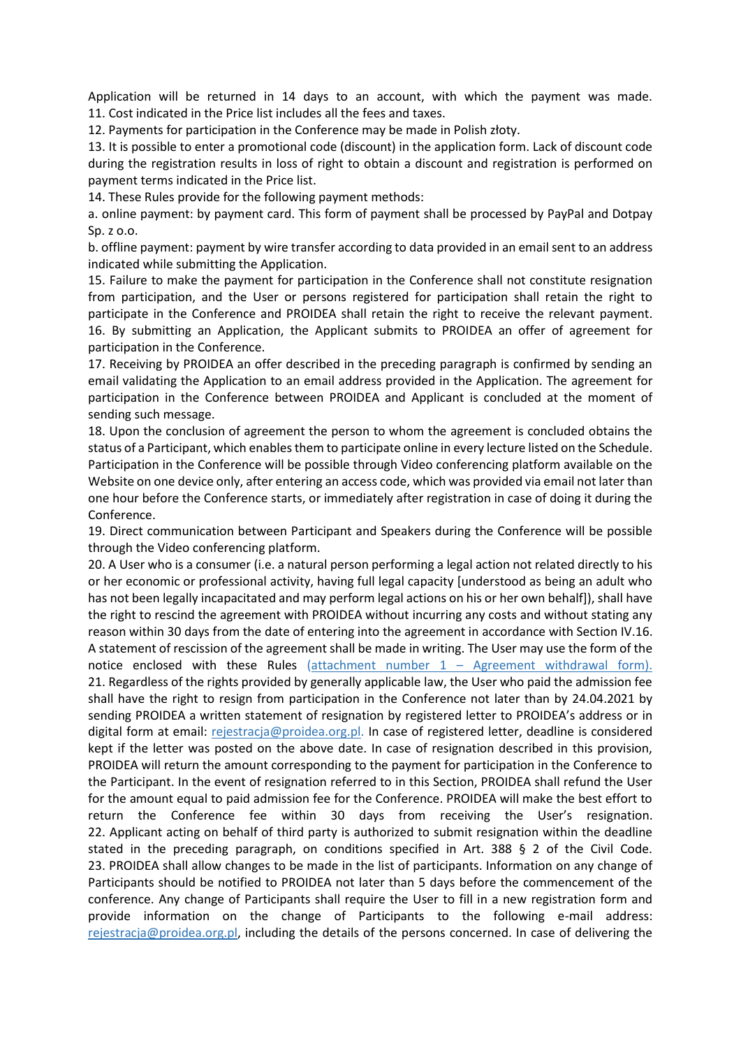Application will be returned in 14 days to an account, with which the payment was made.

11. Cost indicated in the Price list includes all the fees and taxes.

12. Payments for participation in the Conference may be made in Polish złoty.

13. It is possible to enter a promotional code (discount) in the application form. Lack of discount code during the registration results in loss of right to obtain a discount and registration is performed on payment terms indicated in the Price list.

14. These Rules provide for the following payment methods:

a. online payment: by payment card. This form of payment shall be processed by PayPal and Dotpay Sp. z o.o.

b. offline payment: payment by wire transfer according to data provided in an email sent to an address indicated while submitting the Application.

15. Failure to make the payment for participation in the Conference shall not constitute resignation from participation, and the User or persons registered for participation shall retain the right to participate in the Conference and PROIDEA shall retain the right to receive the relevant payment.

16. By submitting an Application, the Applicant submits to PROIDEA an offer of agreement for participation in the Conference.

17. Receiving by PROIDEA an offer described in the preceding paragraph is confirmed by sending an email validating the Application to an email address provided in the Application. The agreement for participation in the Conference between PROIDEA and Applicant is concluded at the moment of sending such message.

18. Upon the conclusion of agreement the person to whom the agreement is concluded obtains the status of a Participant, which enables them to participate online in every lecture listed on the Schedule. Participation in the Conference will be possible through Video conferencing platform available on the Website on one device only, after entering an access code, which was provided via email not later than one hour before the Conference starts, or immediately after registration in case of doing it during the Conference.

19. Direct communication between Participant and Speakers during the Conference will be possible through the Video conferencing platform.

20. A User who is a consumer (i.e. a natural person performing a legal action not related directly to his or her economic or professional activity, having full legal capacity [understood as being an adult who has not been legally incapacitated and may perform legal actions on his or her own behalf]), shall have the right to rescind the agreement with PROIDEA without incurring any costs and without stating any reason within 30 days from the date of entering into the agreement in accordance with Section IV.16. A statement of rescission of the agreement shall be made in writing. The User may use the form of the notice enclosed with these Rules (attachment number 1 – Agreement withdrawal form).

21. Regardless of the rights provided by generally applicable law, the User who paid the admission fee shall have the right to resign from participation in the Conference not later than by 24.04.2021 by sending PROIDEA a written statement of resignation by registered letter to PROIDEA's address or in digital form at email: rejestracja@proidea.org.pl. In case of registered letter, deadline is considered kept if the letter was posted on the above date. In case of resignation described in this provision, PROIDEA will return the amount corresponding to the payment for participation in the Conference to the Participant. In the event of resignation referred to in this Section, PROIDEA shall refund the User for the amount equal to paid admission fee for the Conference. PROIDEA will make the best effort to return the Conference fee within 30 days from receiving the User's resignation.

22. Applicant acting on behalf of third party is authorized to submit resignation within the deadline stated in the preceding paragraph, on conditions specified in Art. 388 § 2 of the Civil Code.

23. PROIDEA shall allow changes to be made in the list of participants. Information on any change of Participants should be notified to PROIDEA not later than 5 days before the commencement of the conference. Any change of Participants shall require the User to fill in a new registration form and provide information on the change of Participants to the following e-mail address: rejestracja@proidea.org.pl, including the details of the persons concerned. In case of delivering the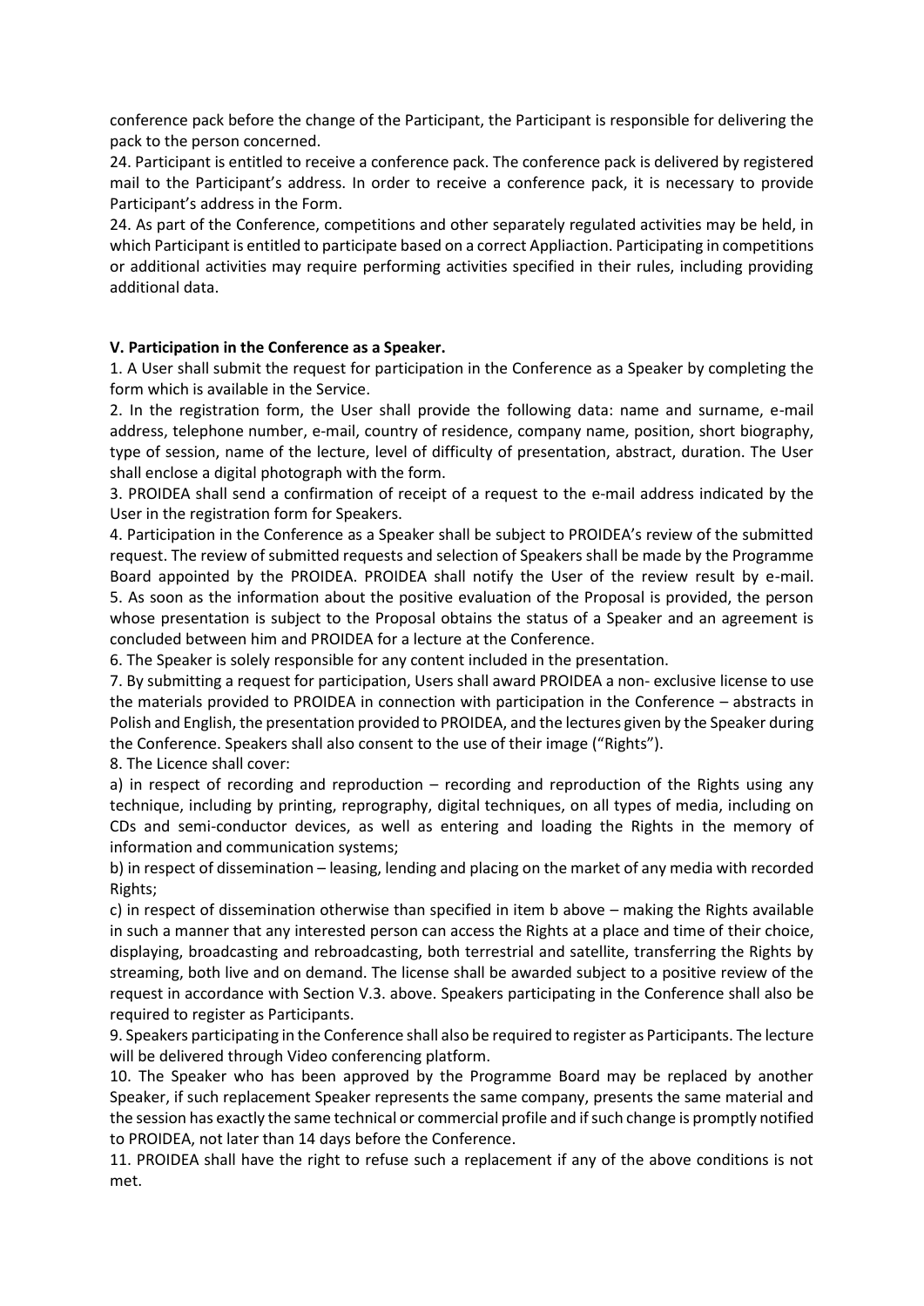conference pack before the change of the Participant, the Participant is responsible for delivering the pack to the person concerned.

24. Participant is entitled to receive a conference pack. The conference pack is delivered by registered mail to the Participant's address. In order to receive a conference pack, it is necessary to provide Participant's address in the Form.

24. As part of the Conference, competitions and other separately regulated activities may be held, in which Participant is entitled to participate based on a correct Appliaction. Participating in competitions or additional activities may require performing activities specified in their rules, including providing additional data.

**V. Participation in the Conference as a Speaker.**

1. A User shall submit the request for participation in the Conference as a Speaker by completing the form which is available in the Service.

2. In the registration form, the User shall provide the following data: name and surname, e-mail address, telephone number, e-mail, country of residence, company name, position, short biography, type of session, name of the lecture, level of difficulty of presentation, abstract, duration. The User shall enclose a digital photograph with the form.

3. PROIDEA shall send a confirmation of receipt of a request to the e-mail address indicated by the User in the registration form for Speakers.

4. Participation in the Conference as a Speaker shall be subject to PROIDEA's review of the submitted request. The review of submitted requests and selection of Speakers shall be made by the Programme Board appointed by the PROIDEA. PROIDEA shall notify the User of the review result by e-mail.

5. As soon as the information about the positive evaluation of the Proposal is provided, the person whose presentation is subject to the Proposal obtains the status of a Speaker and an agreement is concluded between him and PROIDEA for a lecture at the Conference.

6. The Speaker is solely responsible for any content included in the presentation.

7. By submitting a request for participation, Users shall award PROIDEA a non- exclusive license to use the materials provided to PROIDEA in connection with participation in the Conference – abstracts in Polish and English, the presentation provided to PROIDEA, and the lectures given by the Speaker during the Conference. Speakers shall also consent to the use of their image ("Rights").

8. The Licence shall cover:

a) in respect of recording and reproduction – recording and reproduction of the Rights using any technique, including by printing, reprography, digital techniques, on all types of media, including on CDs and semi-conductor devices, as well as entering and loading the Rights in the memory of information and communication systems;

b) in respect of dissemination – leasing, lending and placing on the market of any media with recorded Rights;

c) in respect of dissemination otherwise than specified in item b above – making the Rights available in such a manner that any interested person can access the Rights at a place and time of their choice, displaying, broadcasting and rebroadcasting, both terrestrial and satellite, transferring the Rights by streaming, both live and on demand. The license shall be awarded subject to a positive review of the request in accordance with Section V.3. above. Speakers participating in the Conference shall also be required to register as Participants.

9. Speakers participating in the Conference shall also be required to register as Participants. The lecture will be delivered through Video conferencing platform.

10. The Speaker who has been approved by the Programme Board may be replaced by another Speaker, if such replacement Speaker represents the same company, presents the same material and the session has exactly the same technical or commercial profile and if such change is promptly notified to PROIDEA, not later than 14 days before the Conference.

11. PROIDEA shall have the right to refuse such a replacement if any of the above conditions is not met.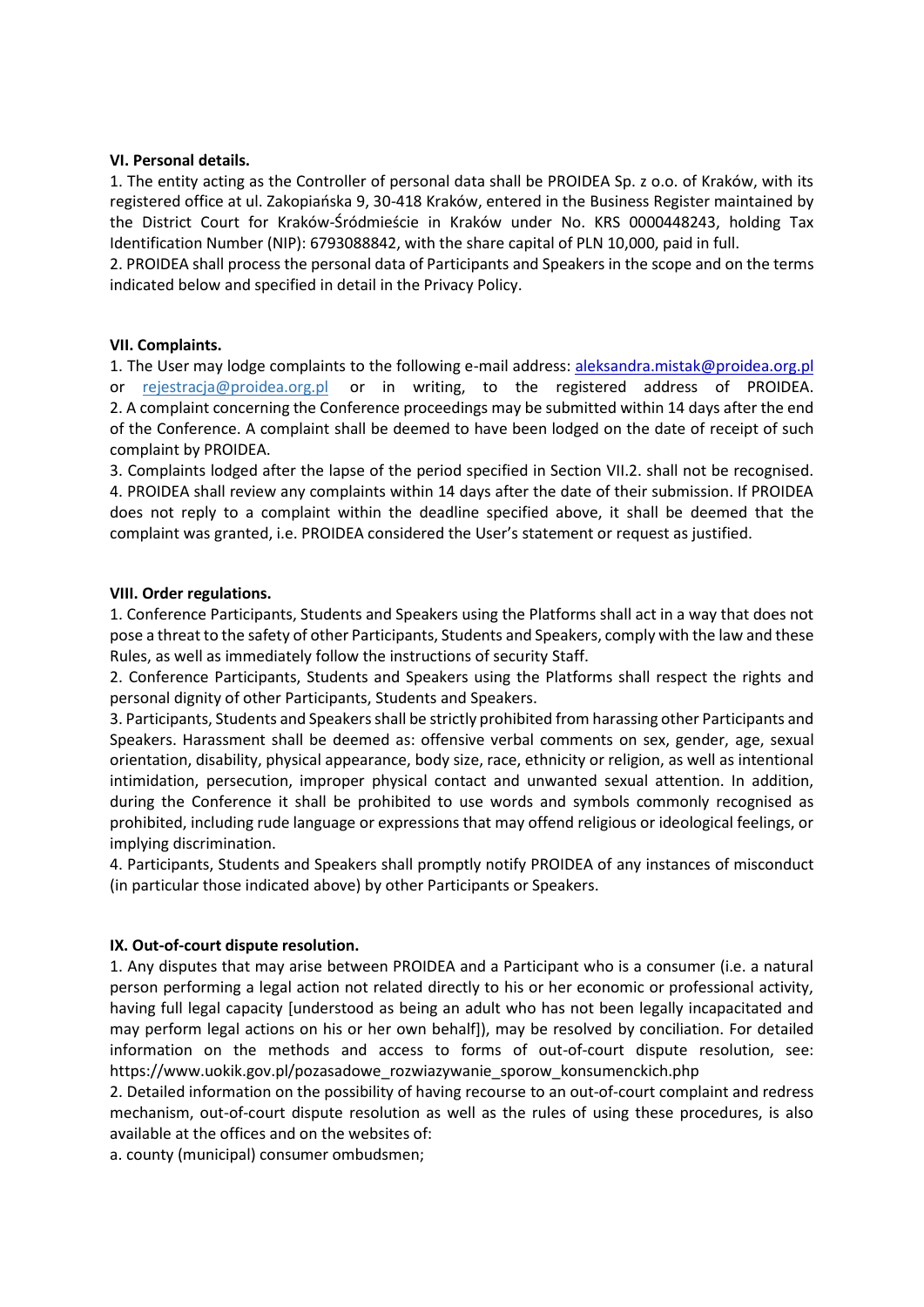**VI. Personal details.**

1. The entity acting as the Controller of personal data shall be PROIDEA Sp. z o.o. of Kraków, with its registered office at ul. Zakopiańska 9, 30-418 Kraków, entered in the Business Register maintained by the District Court for Kraków-Śródmieście in Kraków under No. KRS 0000448243, holding Tax Identification Number (NIP): 6793088842, with the share capital of PLN 10,000, paid in full.
2. PROIDEA shall process the personal data of Participants and Speakers in the scope and on the terms indicated below and specified in detail in the Privacy Policy.

**VII. Complaints.**

1. The User may lodge complaints to the following e-mail address: aleksandra.mistak@proidea.org.pl or rejestracja@proidea.org.pl or in writing, to the registered address of PROIDEA.
2. A complaint concerning the Conference proceedings may be submitted within 14 days after the end of the Conference. A complaint shall be deemed to have been lodged on the date of receipt of such complaint by PROIDEA.
3. Complaints lodged after the lapse of the period specified in Section VII.2. shall not be recognised.
4. PROIDEA shall review any complaints within 14 days after the date of their submission. If PROIDEA does not reply to a complaint within the deadline specified above, it shall be deemed that the complaint was granted, i.e. PROIDEA considered the User's statement or request as justified.

**VIII. Order regulations.**

1. Conference Participants, Students and Speakers using the Platforms shall act in a way that does not pose a threat to the safety of other Participants, Students and Speakers, comply with the law and these Rules, as well as immediately follow the instructions of security Staff.
2. Conference Participants, Students and Speakers using the Platforms shall respect the rights and personal dignity of other Participants, Students and Speakers.
3. Participants, Students and Speakers shall be strictly prohibited from harassing other Participants and Speakers. Harassment shall be deemed as: offensive verbal comments on sex, gender, age, sexual orientation, disability, physical appearance, body size, race, ethnicity or religion, as well as intentional intimidation, persecution, improper physical contact and unwanted sexual attention. In addition, during the Conference it shall be prohibited to use words and symbols commonly recognised as prohibited, including rude language or expressions that may offend religious or ideological feelings, or implying discrimination.
4. Participants, Students and Speakers shall promptly notify PROIDEA of any instances of misconduct (in particular those indicated above) by other Participants or Speakers.

**IX. Out-of-court dispute resolution.**

1. Any disputes that may arise between PROIDEA and a Participant who is a consumer (i.e. a natural person performing a legal action not related directly to his or her economic or professional activity, having full legal capacity [understood as being an adult who has not been legally incapacitated and may perform legal actions on his or her own behalf]), may be resolved by conciliation. For detailed information on the methods and access to forms of out-of-court dispute resolution, see: https://www.uokik.gov.pl/pozasadowe_rozwiazywanie_sporow_konsumenckich.php
2. Detailed information on the possibility of having recourse to an out-of-court complaint and redress mechanism, out-of-court dispute resolution as well as the rules of using these procedures, is also available at the offices and on the websites of:

a. county (municipal) consumer ombudsmen;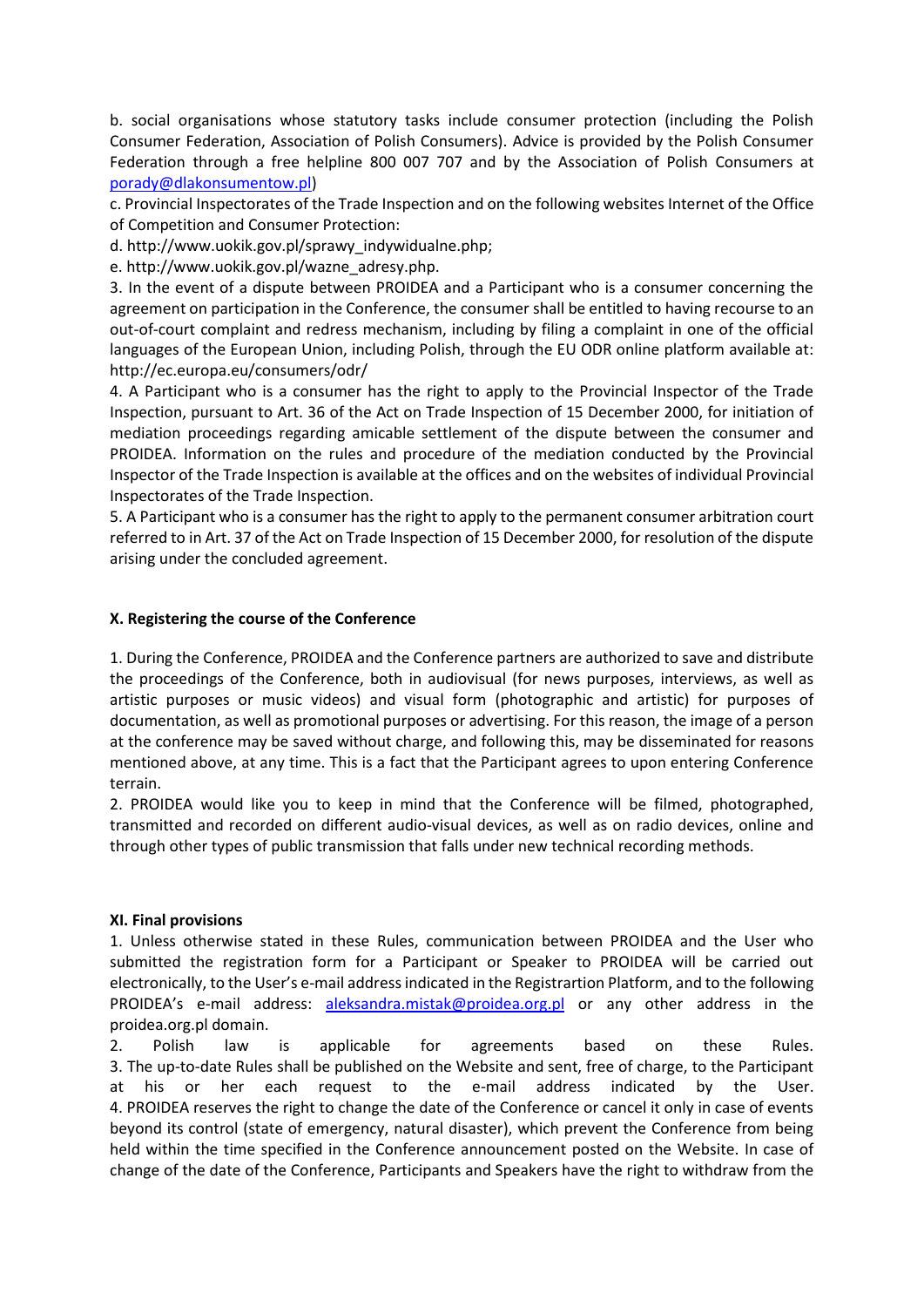b. social organisations whose statutory tasks include consumer protection (including the Polish Consumer Federation, Association of Polish Consumers). Advice is provided by the Polish Consumer Federation through a free helpline 800 007 707 and by the Association of Polish Consumers at porady@dlakonsumentow.pl)

c. Provincial Inspectorates of the Trade Inspection and on the following websites Internet of the Office of Competition and Consumer Protection:

d. http://www.uokik.gov.pl/sprawy_indywidualne.php;

e. http://www.uokik.gov.pl/wazne_adresy.php.

3. In the event of a dispute between PROIDEA and a Participant who is a consumer concerning the agreement on participation in the Conference, the consumer shall be entitled to having recourse to an out-of-court complaint and redress mechanism, including by filing a complaint in one of the official languages of the European Union, including Polish, through the EU ODR online platform available at: http://ec.europa.eu/consumers/odr/

4. A Participant who is a consumer has the right to apply to the Provincial Inspector of the Trade Inspection, pursuant to Art. 36 of the Act on Trade Inspection of 15 December 2000, for initiation of mediation proceedings regarding amicable settlement of the dispute between the consumer and PROIDEA. Information on the rules and procedure of the mediation conducted by the Provincial Inspector of the Trade Inspection is available at the offices and on the websites of individual Provincial Inspectorates of the Trade Inspection.

5. A Participant who is a consumer has the right to apply to the permanent consumer arbitration court referred to in Art. 37 of the Act on Trade Inspection of 15 December 2000, for resolution of the dispute arising under the concluded agreement.

**X. Registering the course of the Conference**

1. During the Conference, PROIDEA and the Conference partners are authorized to save and distribute the proceedings of the Conference, both in audiovisual (for news purposes, interviews, as well as artistic purposes or music videos) and visual form (photographic and artistic) for purposes of documentation, as well as promotional purposes or advertising. For this reason, the image of a person at the conference may be saved without charge, and following this, may be disseminated for reasons mentioned above, at any time. This is a fact that the Participant agrees to upon entering Conference terrain.

2. PROIDEA would like you to keep in mind that the Conference will be filmed, photographed, transmitted and recorded on different audio-visual devices, as well as on radio devices, online and through other types of public transmission that falls under new technical recording methods.

**XI. Final provisions**

1. Unless otherwise stated in these Rules, communication between PROIDEA and the User who submitted the registration form for a Participant or Speaker to PROIDEA will be carried out electronically, to the User's e-mail address indicated in the Registrartion Platform, and to the following PROIDEA's e-mail address: aleksandra.mistak@proidea.org.pl or any other address in the proidea.org.pl domain.

2. Polish law is applicable for agreements based on these Rules.

3. The up-to-date Rules shall be published on the Website and sent, free of charge, to the Participant at his or her each request to the e-mail address indicated by the User.

4. PROIDEA reserves the right to change the date of the Conference or cancel it only in case of events beyond its control (state of emergency, natural disaster), which prevent the Conference from being held within the time specified in the Conference announcement posted on the Website. In case of change of the date of the Conference, Participants and Speakers have the right to withdraw from the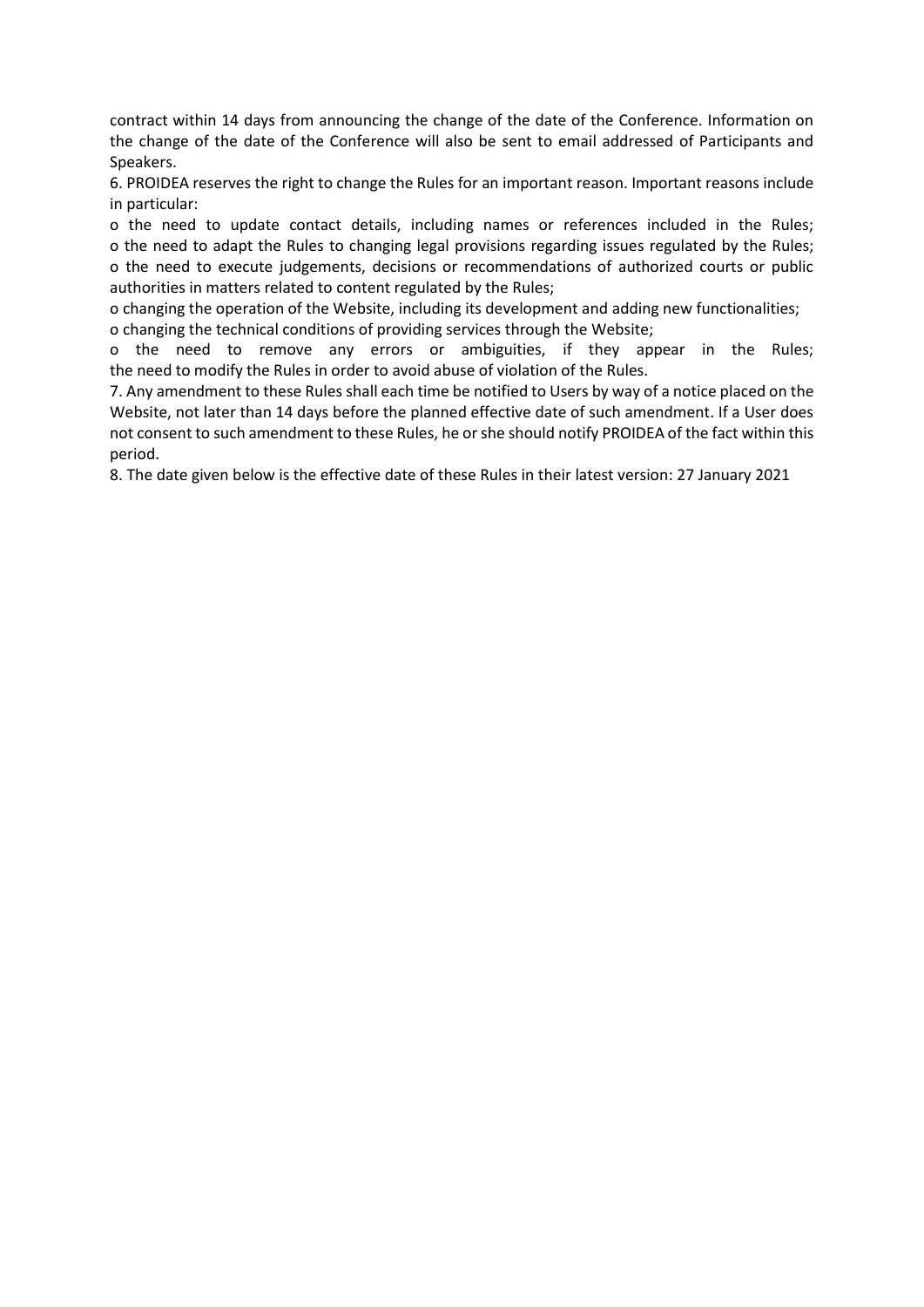contract within 14 days from announcing the change of the date of the Conference. Information on the change of the date of the Conference will also be sent to email addressed of Participants and Speakers.

6. PROIDEA reserves the right to change the Rules for an important reason. Important reasons include in particular:

- the need to update contact details, including names or references included in the Rules;
- the need to adapt the Rules to changing legal provisions regarding issues regulated by the Rules;
- the need to execute judgements, decisions or recommendations of authorized courts or public authorities in matters related to content regulated by the Rules;
- changing the operation of the Website, including its development and adding new functionalities;
- changing the technical conditions of providing services through the Website;
- the need to remove any errors or ambiguities, if they appear in the Rules; the need to modify the Rules in order to avoid abuse of violation of the Rules.

7. Any amendment to these Rules shall each time be notified to Users by way of a notice placed on the Website, not later than 14 days before the planned effective date of such amendment. If a User does not consent to such amendment to these Rules, he or she should notify PROIDEA of the fact within this period.

8. The date given below is the effective date of these Rules in their latest version: 27 January 2021